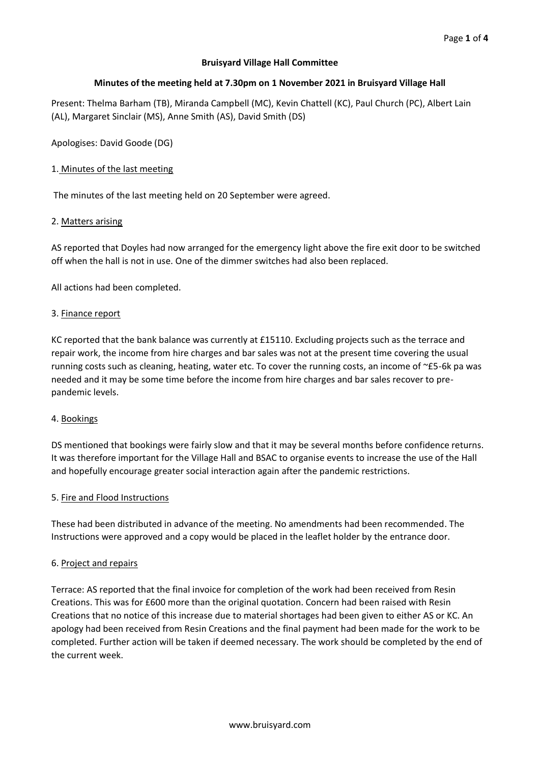**Bruisyard Village Hall Committee**

**Minutes of the meeting held at 7.30pm on 1 November 2021 in Bruisyard Village Hall**

Present: Thelma Barham (TB), Miranda Campbell (MC), Kevin Chattell (KC), Paul Church (PC), Albert Lain (AL), Margaret Sinclair (MS), Anne Smith (AS), David Smith (DS)

Apologises: David Goode (DG)

1. Minutes of the last meeting

The minutes of the last meeting held on 20 September were agreed.

2. Matters arising

AS reported that Doyles had now arranged for the emergency light above the fire exit door to be switched off when the hall is not in use. One of the dimmer switches had also been replaced.

All actions had been completed.

3. Finance report

KC reported that the bank balance was currently at £15110. Excluding projects such as the terrace and repair work, the income from hire charges and bar sales was not at the present time covering the usual running costs such as cleaning, heating, water etc. To cover the running costs, an income of ~£5-6k pa was needed and it may be some time before the income from hire charges and bar sales recover to pre-pandemic levels.

4. Bookings

DS mentioned that bookings were fairly slow and that it may be several months before confidence returns. It was therefore important for the Village Hall and BSAC to organise events to increase the use of the Hall and hopefully encourage greater social interaction again after the pandemic restrictions.

5. Fire and Flood Instructions

These had been distributed in advance of the meeting. No amendments had been recommended. The Instructions were approved and a copy would be placed in the leaflet holder by the entrance door.

6. Project and repairs

Terrace: AS reported that the final invoice for completion of the work had been received from Resin Creations. This was for £600 more than the original quotation. Concern had been raised with Resin Creations that no notice of this increase due to material shortages had been given to either AS or KC. An apology had been received from Resin Creations and the final payment had been made for the work to be completed. Further action will be taken if deemed necessary. The work should be completed by the end of the current week.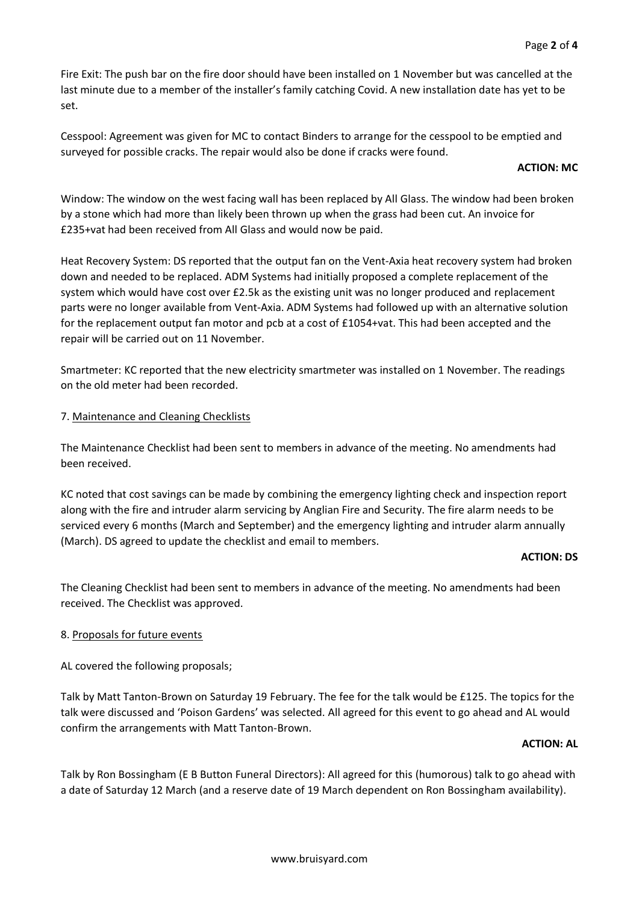Fire Exit: The push bar on the fire door should have been installed on 1 November but was cancelled at the last minute due to a member of the installer's family catching Covid. A new installation date has yet to be set.

Cesspool: Agreement was given for MC to contact Binders to arrange for the cesspool to be emptied and surveyed for possible cracks. The repair would also be done if cracks were found.

**ACTION: MC**

Window: The window on the west facing wall has been replaced by All Glass. The window had been broken by a stone which had more than likely been thrown up when the grass had been cut. An invoice for £235+vat had been received from All Glass and would now be paid.

Heat Recovery System: DS reported that the output fan on the Vent-Axia heat recovery system had broken down and needed to be replaced. ADM Systems had initially proposed a complete replacement of the system which would have cost over £2.5k as the existing unit was no longer produced and replacement parts were no longer available from Vent-Axia. ADM Systems had followed up with an alternative solution for the replacement output fan motor and pcb at a cost of £1054+vat. This had been accepted and the repair will be carried out on 11 November.

Smartmeter: KC reported that the new electricity smartmeter was installed on 1 November. The readings on the old meter had been recorded.

7. <u>Maintenance and Cleaning Checklists</u>

The Maintenance Checklist had been sent to members in advance of the meeting. No amendments had been received.

KC noted that cost savings can be made by combining the emergency lighting check and inspection report along with the fire and intruder alarm servicing by Anglian Fire and Security. The fire alarm needs to be serviced every 6 months (March and September) and the emergency lighting and intruder alarm annually (March). DS agreed to update the checklist and email to members.

**ACTION: DS**

The Cleaning Checklist had been sent to members in advance of the meeting. No amendments had been received. The Checklist was approved.

8. <u>Proposals for future events</u>

AL covered the following proposals;

Talk by Matt Tanton-Brown on Saturday 19 February. The fee for the talk would be £125. The topics for the talk were discussed and 'Poison Gardens' was selected. All agreed for this event to go ahead and AL would confirm the arrangements with Matt Tanton-Brown.

**ACTION: AL**

Talk by Ron Bossingham (E B Button Funeral Directors): All agreed for this (humorous) talk to go ahead with a date of Saturday 12 March (and a reserve date of 19 March dependent on Ron Bossingham availability).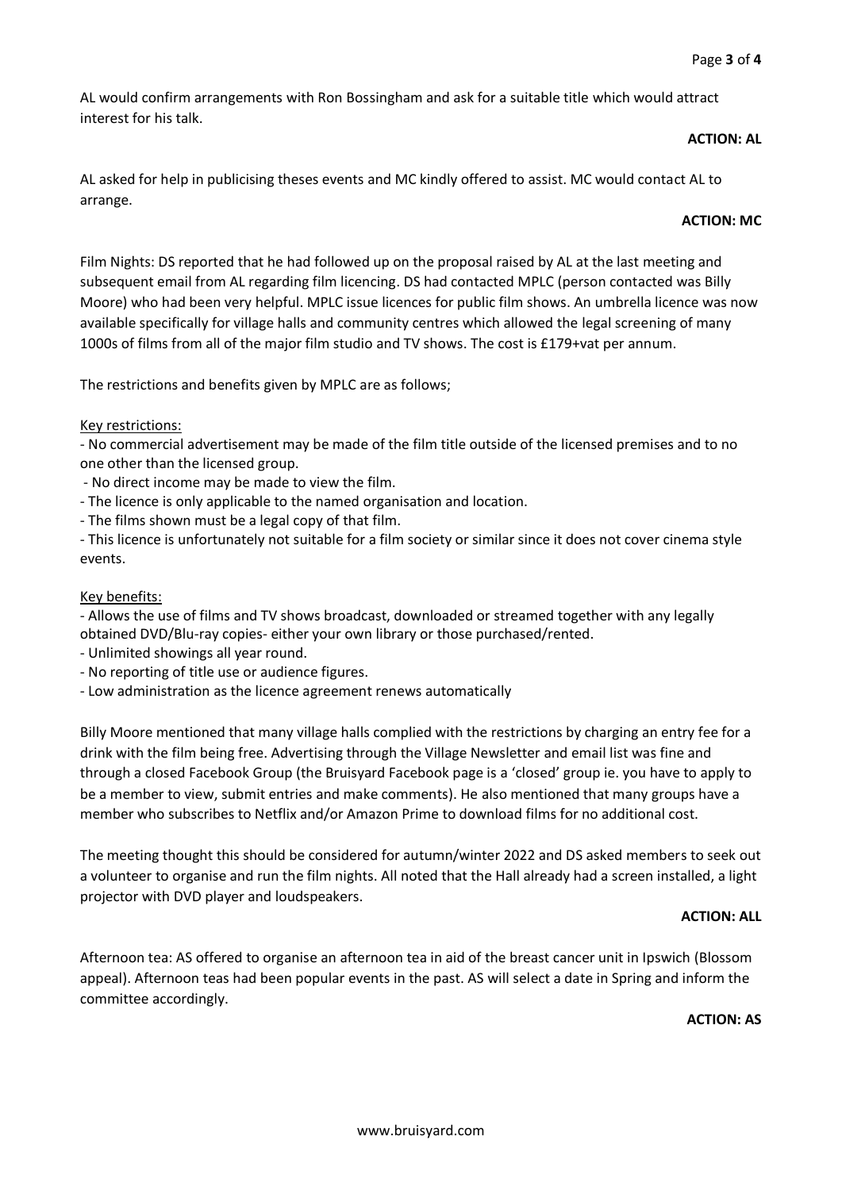AL would confirm arrangements with Ron Bossingham and ask for a suitable title which would attract interest for his talk.

**ACTION: AL**

AL asked for help in publicising theses events and MC kindly offered to assist. MC would contact AL to arrange.

**ACTION: MC**

Film Nights: DS reported that he had followed up on the proposal raised by AL at the last meeting and subsequent email from AL regarding film licencing. DS had contacted MPLC (person contacted was Billy Moore) who had been very helpful. MPLC issue licences for public film shows. An umbrella licence was now available specifically for village halls and community centres which allowed the legal screening of many 1000s of films from all of the major film studio and TV shows. The cost is £179+vat per annum.

The restrictions and benefits given by MPLC are as follows;

<u>Key restrictions:</u>

- No commercial advertisement may be made of the film title outside of the licensed premises and to no one other than the licensed group.
- No direct income may be made to view the film.
- The licence is only applicable to the named organisation and location.
- The films shown must be a legal copy of that film.
- This licence is unfortunately not suitable for a film society or similar since it does not cover cinema style events.

<u>Key benefits:</u>

- Allows the use of films and TV shows broadcast, downloaded or streamed together with any legally obtained DVD/Blu-ray copies- either your own library or those purchased/rented.
- Unlimited showings all year round.
- No reporting of title use or audience figures.
- Low administration as the licence agreement renews automatically

Billy Moore mentioned that many village halls complied with the restrictions by charging an entry fee for a drink with the film being free. Advertising through the Village Newsletter and email list was fine and through a closed Facebook Group (the Bruisyard Facebook page is a 'closed' group ie. you have to apply to be a member to view, submit entries and make comments). He also mentioned that many groups have a member who subscribes to Netflix and/or Amazon Prime to download films for no additional cost.

The meeting thought this should be considered for autumn/winter 2022 and DS asked members to seek out a volunteer to organise and run the film nights. All noted that the Hall already had a screen installed, a light projector with DVD player and loudspeakers.

**ACTION: ALL**

Afternoon tea: AS offered to organise an afternoon tea in aid of the breast cancer unit in Ipswich (Blossom appeal). Afternoon teas had been popular events in the past. AS will select a date in Spring and inform the committee accordingly.

**ACTION: AS**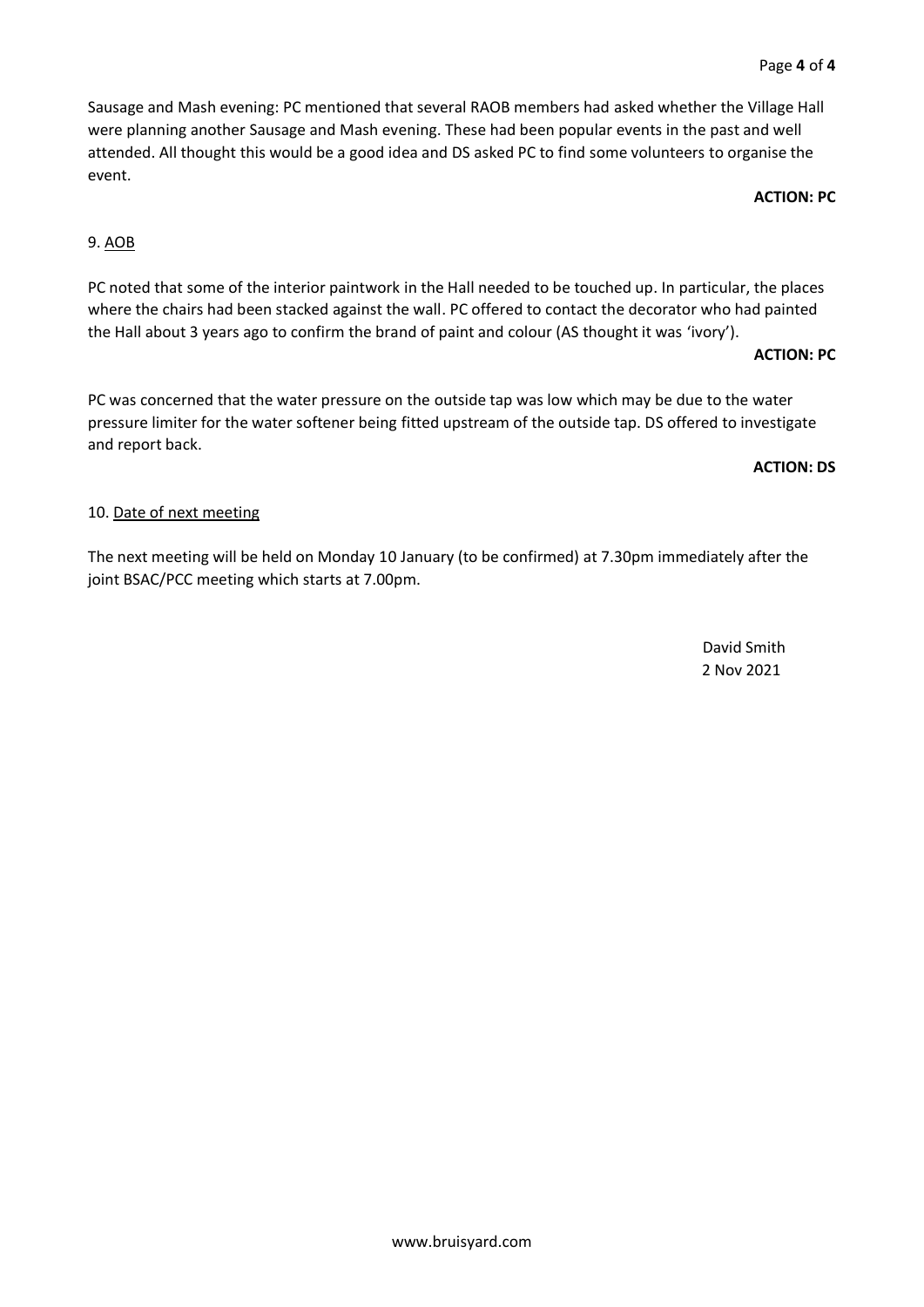Sausage and Mash evening: PC mentioned that several RAOB members had asked whether the Village Hall were planning another Sausage and Mash evening. These had been popular events in the past and well attended. All thought this would be a good idea and DS asked PC to find some volunteers to organise the event.

**ACTION: PC**

9. <u>AOB</u>

PC noted that some of the interior paintwork in the Hall needed to be touched up. In particular, the places where the chairs had been stacked against the wall. PC offered to contact the decorator who had painted the Hall about 3 years ago to confirm the brand of paint and colour (AS thought it was 'ivory').

**ACTION: PC**

PC was concerned that the water pressure on the outside tap was low which may be due to the water pressure limiter for the water softener being fitted upstream of the outside tap. DS offered to investigate and report back.

**ACTION: DS**

10. <u>Date of next meeting</u>

The next meeting will be held on Monday 10 January (to be confirmed) at 7.30pm immediately after the joint BSAC/PCC meeting which starts at 7.00pm.

David Smith
2 Nov 2021

www.bruisyard.com